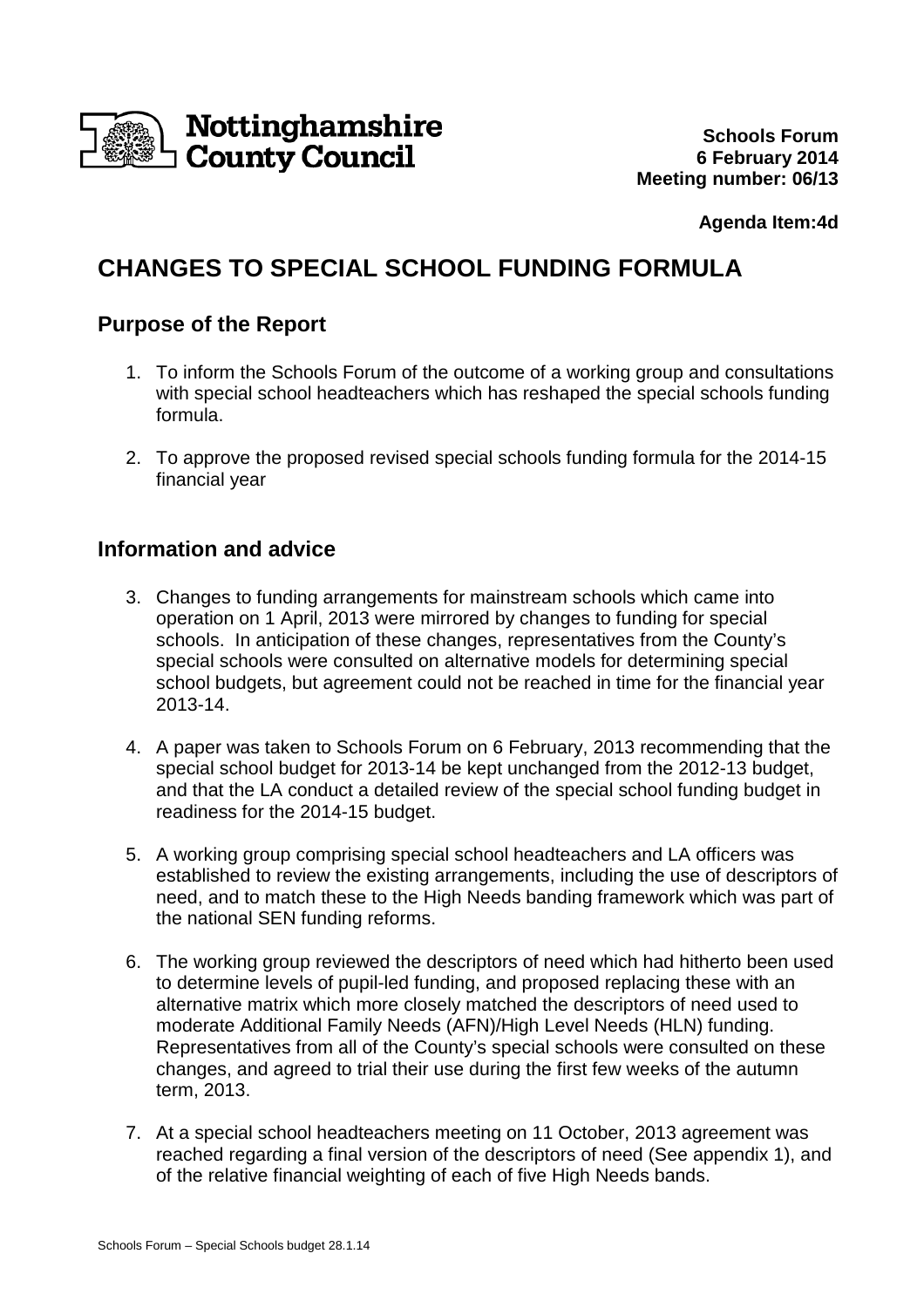**Nottinghamshire County Council**

**Schools Forum**
**6 February 2014**
**Meeting number: 06/13**

**Agenda Item:4d**

# CHANGES TO SPECIAL SCHOOL FUNDING FORMULA

## Purpose of the Report

1. To inform the Schools Forum of the outcome of a working group and consultations with special school headteachers which has reshaped the special schools funding formula.

2. To approve the proposed revised special schools funding formula for the 2014-15 financial year

## Information and advice

3. Changes to funding arrangements for mainstream schools which came into operation on 1 April, 2013 were mirrored by changes to funding for special schools. In anticipation of these changes, representatives from the County's special schools were consulted on alternative models for determining special school budgets, but agreement could not be reached in time for the financial year 2013-14.

4. A paper was taken to Schools Forum on 6 February, 2013 recommending that the special school budget for 2013-14 be kept unchanged from the 2012-13 budget, and that the LA conduct a detailed review of the special school funding budget in readiness for the 2014-15 budget.

5. A working group comprising special school headteachers and LA officers was established to review the existing arrangements, including the use of descriptors of need, and to match these to the High Needs banding framework which was part of the national SEN funding reforms.

6. The working group reviewed the descriptors of need which had hitherto been used to determine levels of pupil-led funding, and proposed replacing these with an alternative matrix which more closely matched the descriptors of need used to moderate Additional Family Needs (AFN)/High Level Needs (HLN) funding. Representatives from all of the County's special schools were consulted on these changes, and agreed to trial their use during the first few weeks of the autumn term, 2013.

7. At a special school headteachers meeting on 11 October, 2013 agreement was reached regarding a final version of the descriptors of need (See appendix 1), and of the relative financial weighting of each of five High Needs bands.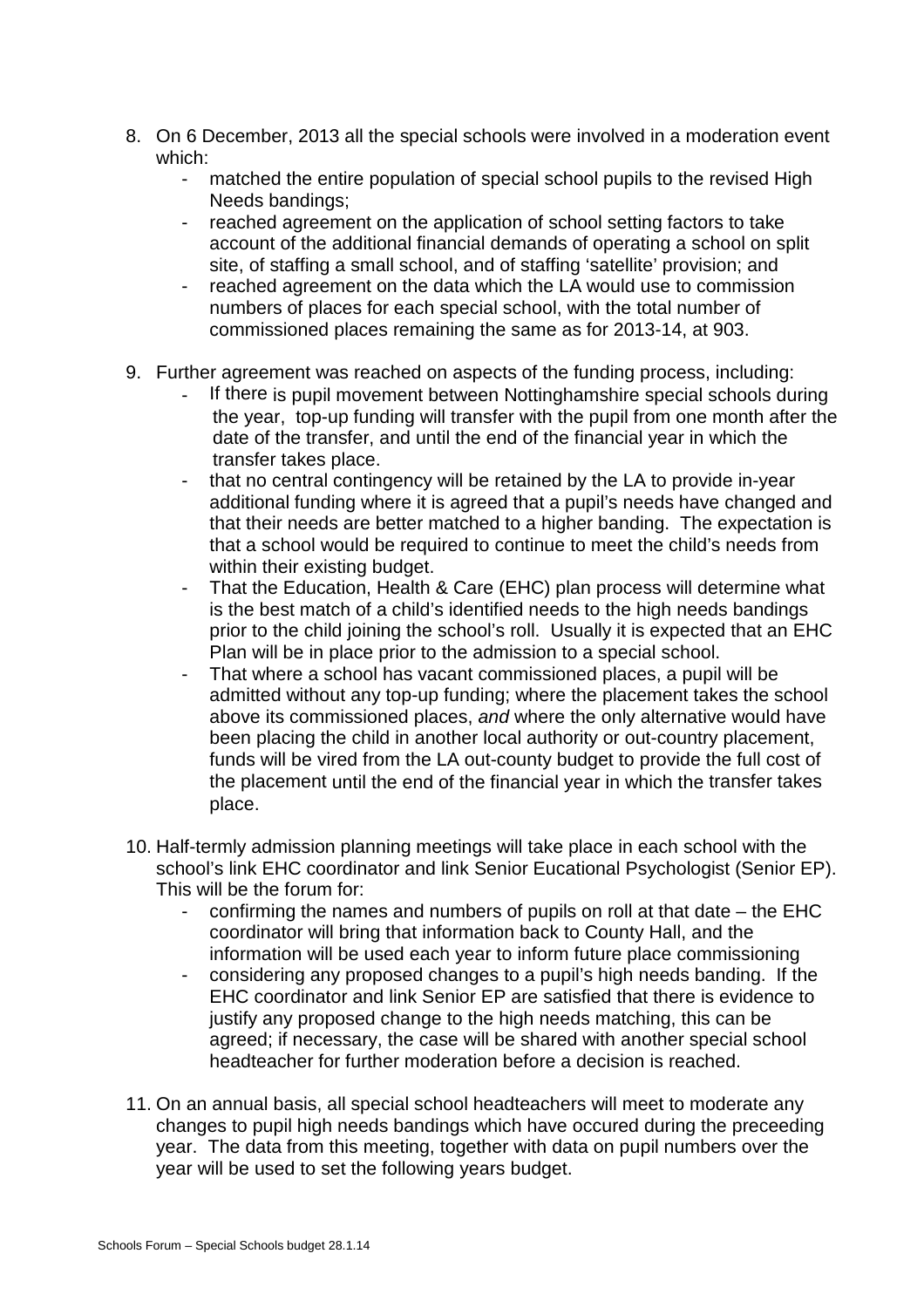8. On 6 December, 2013 all the special schools were involved in a moderation event which:
    - matched the entire population of special school pupils to the revised High Needs bandings;
    - reached agreement on the application of school setting factors to take account of the additional financial demands of operating a school on split site, of staffing a small school, and of staffing 'satellite' provision; and
    - reached agreement on the data which the LA would use to commission numbers of places for each special school, with the total number of commissioned places remaining the same as for 2013-14, at 903.

9. Further agreement was reached on aspects of the funding process, including:
    - If there is pupil movement between Nottinghamshire special schools during the year, top-up funding will transfer with the pupil from one month after the date of the transfer, and until the end of the financial year in which the transfer takes place.
    - that no central contingency will be retained by the LA to provide in-year additional funding where it is agreed that a pupil's needs have changed and that their needs are better matched to a higher banding. The expectation is that a school would be required to continue to meet the child's needs from within their existing budget.
    - That the Education, Health & Care (EHC) plan process will determine what is the best match of a child's identified needs to the high needs bandings prior to the child joining the school's roll. Usually it is expected that an EHC Plan will be in place prior to the admission to a special school.
    - That where a school has vacant commissioned places, a pupil will be admitted without any top-up funding; where the placement takes the school above its commissioned places, *and* where the only alternative would have been placing the child in another local authority or out-country placement, funds will be vired from the LA out-county budget to provide the full cost of the placement until the end of the financial year in which the transfer takes place.

10. Half-termly admission planning meetings will take place in each school with the school's link EHC coordinator and link Senior Eucational Psychologist (Senior EP). This will be the forum for:
    - confirming the names and numbers of pupils on roll at that date – the EHC coordinator will bring that information back to County Hall, and the information will be used each year to inform future place commissioning
    - considering any proposed changes to a pupil's high needs banding. If the EHC coordinator and link Senior EP are satisfied that there is evidence to justify any proposed change to the high needs matching, this can be agreed; if necessary, the case will be shared with another special school headteacher for further moderation before a decision is reached.

11. On an annual basis, all special school headteachers will meet to moderate any changes to pupil high needs bandings which have occured during the preceeding year. The data from this meeting, together with data on pupil numbers over the year will be used to set the following years budget.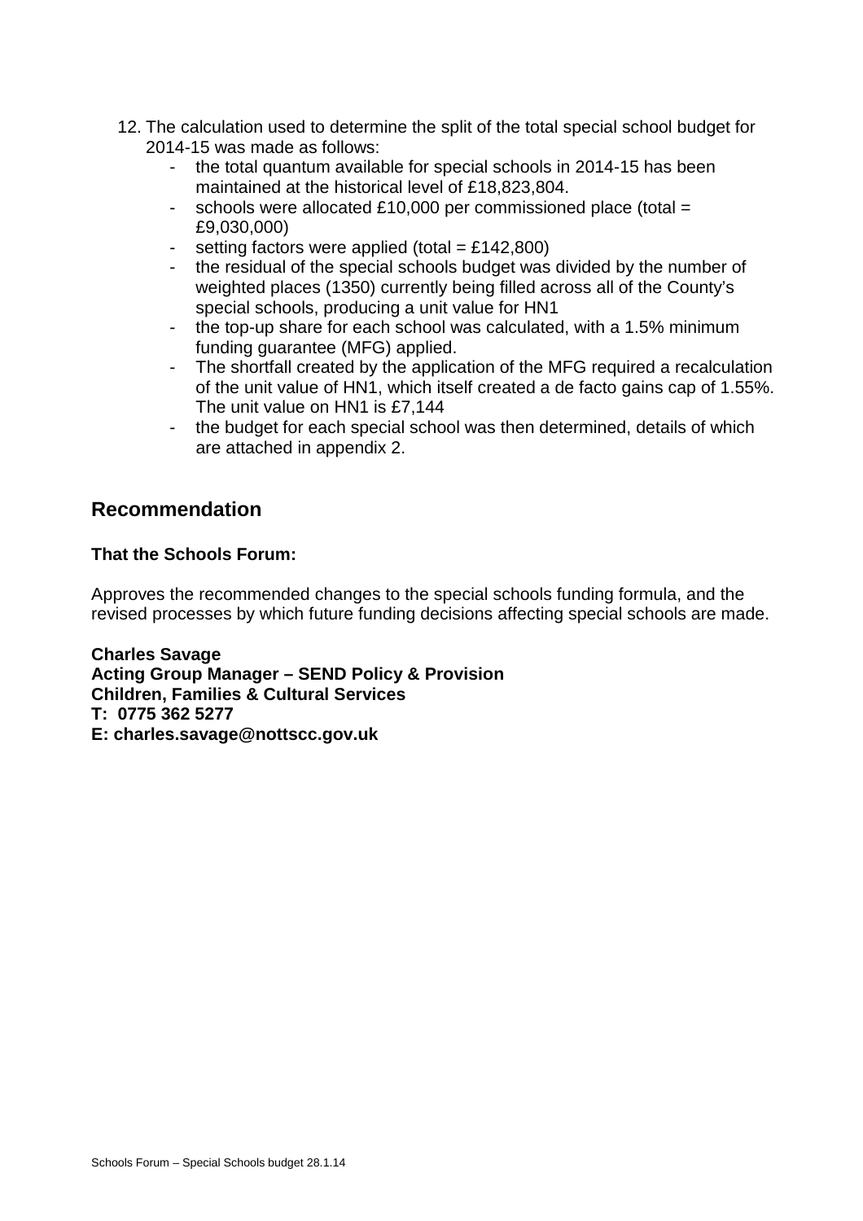12. The calculation used to determine the split of the total special school budget for 2014-15 was made as follows:
    - the total quantum available for special schools in 2014-15 has been maintained at the historical level of £18,823,804.
    - schools were allocated £10,000 per commissioned place (total = £9,030,000)
    - setting factors were applied (total = £142,800)
    - the residual of the special schools budget was divided by the number of weighted places (1350) currently being filled across all of the County's special schools, producing a unit value for HN1
    - the top-up share for each school was calculated, with a 1.5% minimum funding guarantee (MFG) applied.
    - The shortfall created by the application of the MFG required a recalculation of the unit value of HN1, which itself created a de facto gains cap of 1.55%. The unit value on HN1 is £7,144
    - the budget for each special school was then determined, details of which are attached in appendix 2.

## Recommendation

**That the Schools Forum:**

Approves the recommended changes to the special schools funding formula, and the revised processes by which future funding decisions affecting special schools are made.

**Charles Savage**
**Acting Group Manager – SEND Policy & Provision**
**Children, Families & Cultural Services**
**T: 0775 362 5277**
**E: charles.savage@nottscc.gov.uk**